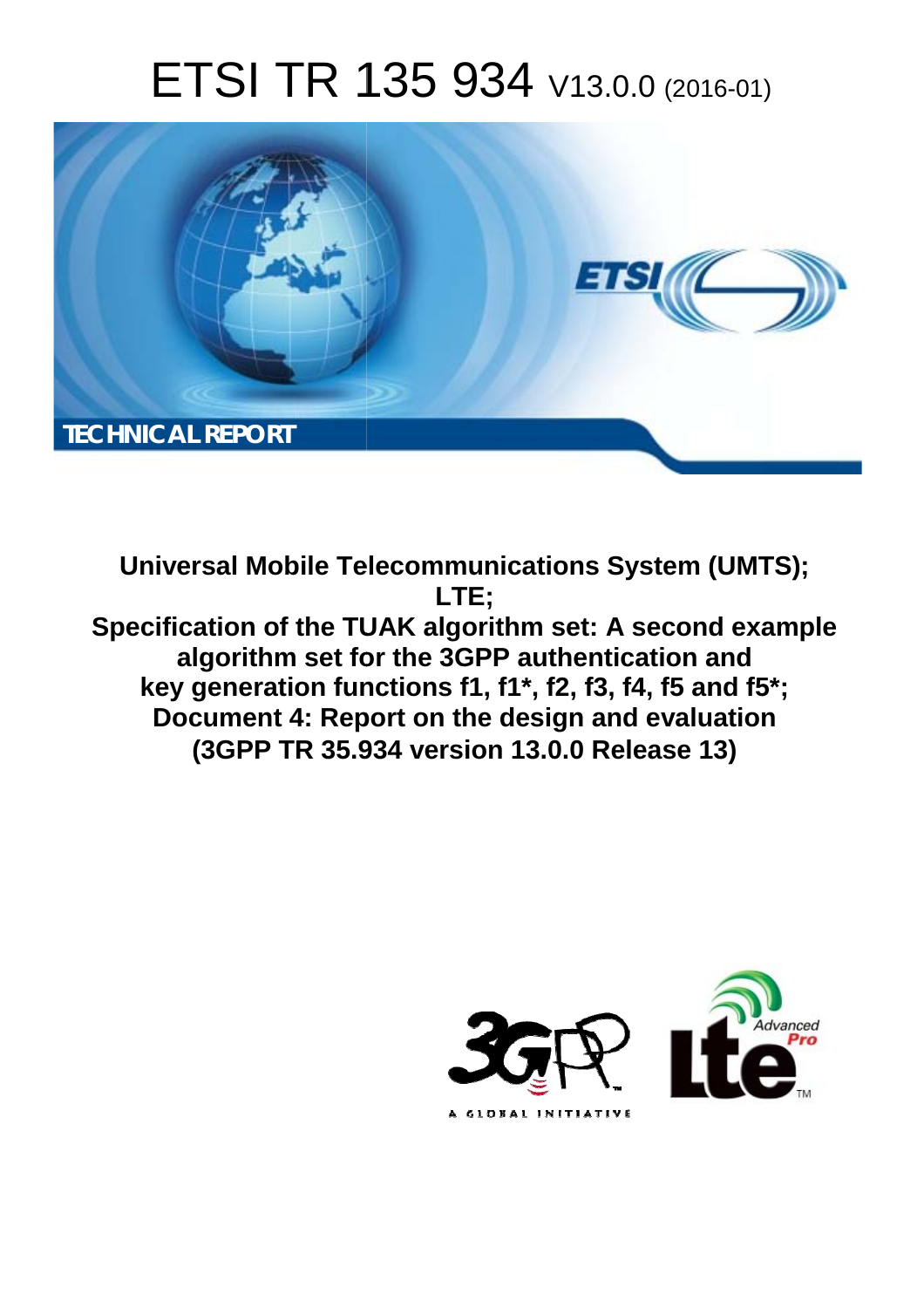# ETSI TR 135 934 V13.0.0 (2016-01)

TECHNICAL REPORT

**Universal Mobile Telecommunications System (UMTS); LTE; Specification of the TUAK algorithm set: A second example algorithm set for the 3GPP authentication and key generation functions f1, f1*, f2, f3, f4, f5 and f5*; Document 4: Report on the design and evaluation (3GPP TR 35.934 version 13.0.0 Release 13)**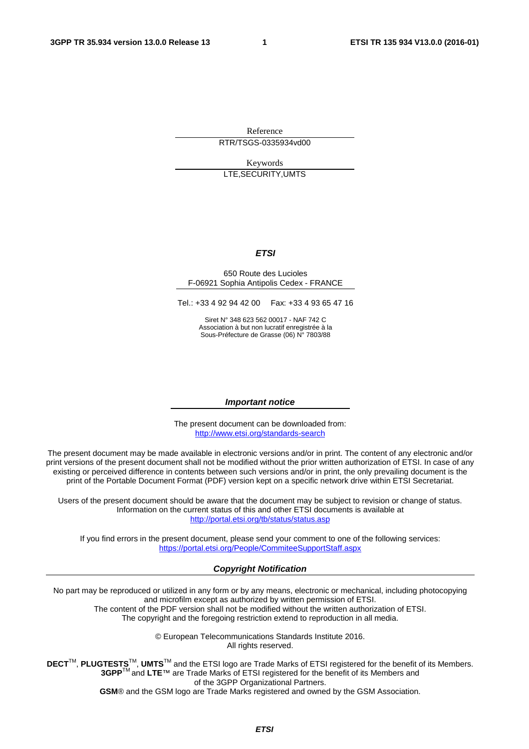Reference

RTR/TSGS-0335934vd00

Keywords

LTE,SECURITY,UMTS

***ETSI***

650 Route des Lucioles
F-06921 Sophia Antipolis Cedex - FRANCE

Tel.: +33 4 92 94 42 00 Fax: +33 4 93 65 47 16

Siret N° 348 623 562 00017 - NAF 742 C
Association à but non lucratif enregistrée à la
Sous-Préfecture de Grasse (06) N° 7803/88

***Important notice***

The present document can be downloaded from:
http://www.etsi.org/standards-search

The present document may be made available in electronic versions and/or in print. The content of any electronic and/or print versions of the present document shall not be modified without the prior written authorization of ETSI. In case of any existing or perceived difference in contents between such versions and/or in print, the only prevailing document is the print of the Portable Document Format (PDF) version kept on a specific network drive within ETSI Secretariat.

Users of the present document should be aware that the document may be subject to revision or change of status. Information on the current status of this and other ETSI documents is available at
http://portal.etsi.org/tb/status/status.asp

If you find errors in the present document, please send your comment to one of the following services:
https://portal.etsi.org/People/CommiteeSupportStaff.aspx

***Copyright Notification***

No part may be reproduced or utilized in any form or by any means, electronic or mechanical, including photocopying and microfilm except as authorized by written permission of ETSI.
The content of the PDF version shall not be modified without the written authorization of ETSI.
The copyright and the foregoing restriction extend to reproduction in all media.

© European Telecommunications Standards Institute 2016.
All rights reserved.

**DECT**™, **PLUGTESTS**™, **UMTS**™ and the ETSI logo are Trade Marks of ETSI registered for the benefit of its Members.
**3GPP**™ and **LTE**™ are Trade Marks of ETSI registered for the benefit of its Members and of the 3GPP Organizational Partners.
**GSM**® and the GSM logo are Trade Marks registered and owned by the GSM Association.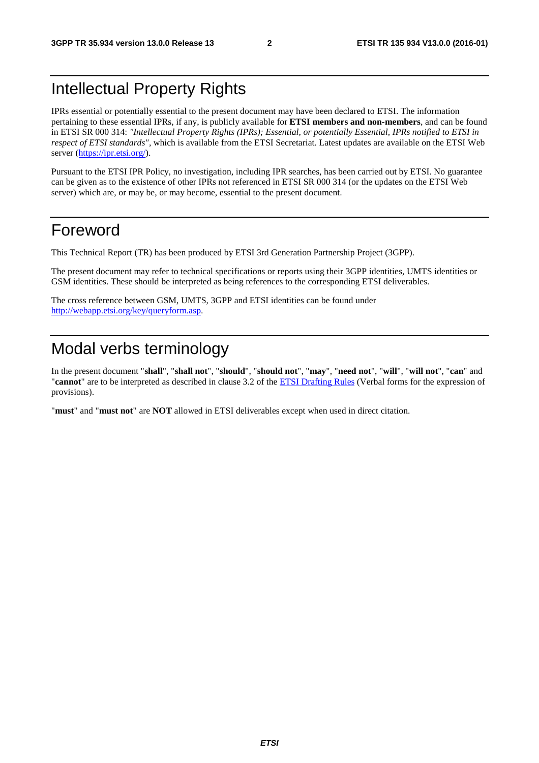# Intellectual Property Rights

IPRs essential or potentially essential to the present document may have been declared to ETSI. The information pertaining to these essential IPRs, if any, is publicly available for **ETSI members and non-members**, and can be found in ETSI SR 000 314: *"Intellectual Property Rights (IPRs); Essential, or potentially Essential, IPRs notified to ETSI in respect of ETSI standards"*, which is available from the ETSI Secretariat. Latest updates are available on the ETSI Web server (https://ipr.etsi.org/).

Pursuant to the ETSI IPR Policy, no investigation, including IPR searches, has been carried out by ETSI. No guarantee can be given as to the existence of other IPRs not referenced in ETSI SR 000 314 (or the updates on the ETSI Web server) which are, or may be, or may become, essential to the present document.

# Foreword

This Technical Report (TR) has been produced by ETSI 3rd Generation Partnership Project (3GPP).

The present document may refer to technical specifications or reports using their 3GPP identities, UMTS identities or GSM identities. These should be interpreted as being references to the corresponding ETSI deliverables.

The cross reference between GSM, UMTS, 3GPP and ETSI identities can be found under http://webapp.etsi.org/key/queryform.asp.

# Modal verbs terminology

In the present document "**shall**", "**shall not**", "**should**", "**should not**", "**may**", "**need not**", "**will**", "**will not**", "**can**" and "**cannot**" are to be interpreted as described in clause 3.2 of the ETSI Drafting Rules (Verbal forms for the expression of provisions).

"**must**" and "**must not**" are **NOT** allowed in ETSI deliverables except when used in direct citation.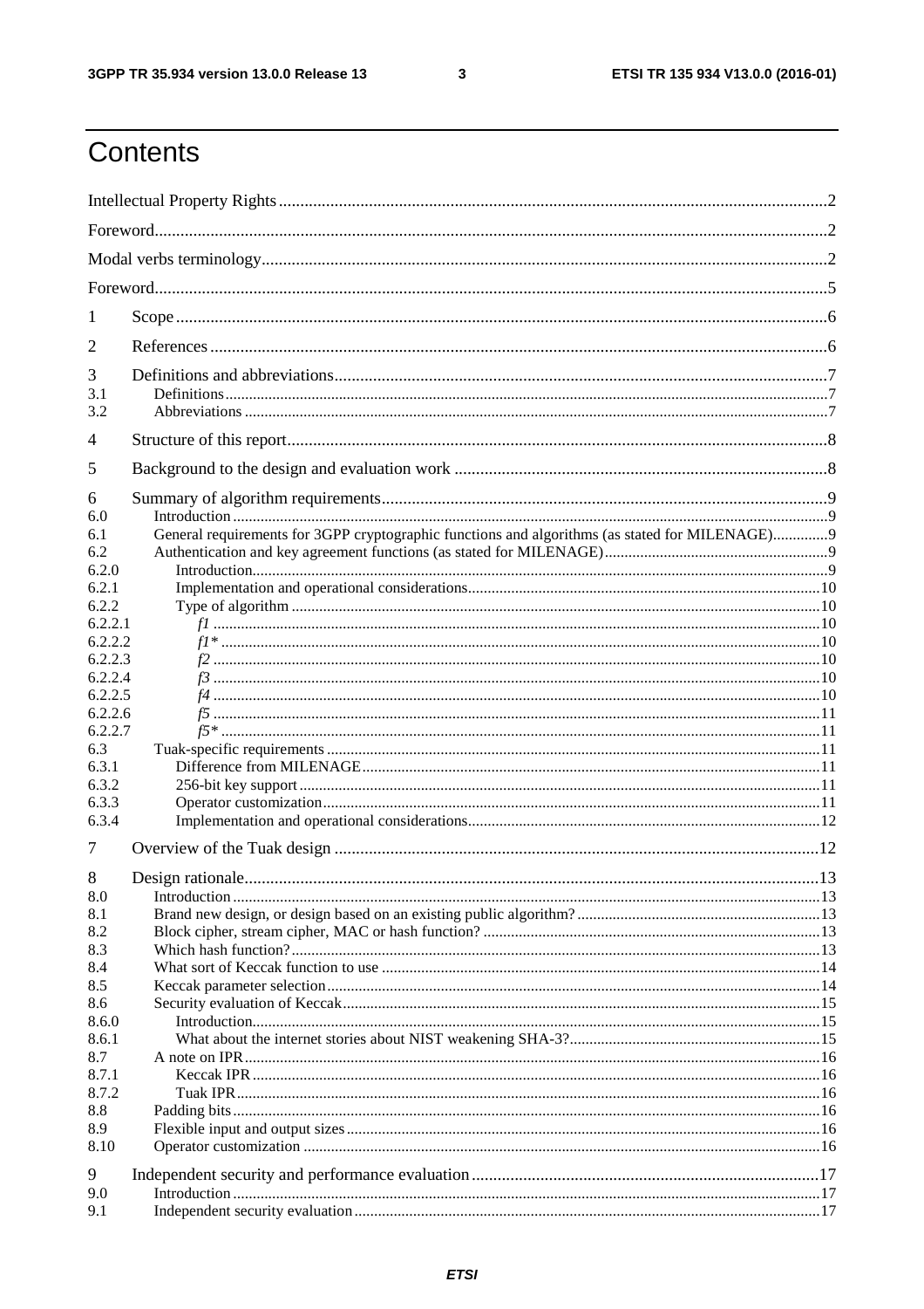# Contents

Intellectual Property Rights ....................................................................................................................... 2

Foreword ....................................................................................................................................................... 2

Modal verbs terminology ............................................................................................................................. 2

Foreword ....................................................................................................................................................... 5

1 Scope ........................................................................................................................................................ 6

2 References ................................................................................................................................................ 6

3 Definitions and abbreviations ................................................................................................................... 7
- 3.1 Definitions ............................................................................................................................................. 7
- 3.2 Abbreviations ......................................................................................................................................... 7

4 Structure of this report .............................................................................................................................. 8

5 Background to the design and evaluation work ........................................................................................ 8

6 Summary of algorithm requirements ......................................................................................................... 9
- 6.0 Introduction ............................................................................................................................................ 9
- 6.1 General requirements for 3GPP cryptographic functions and algorithms (as stated for MILENAGE) .............. 9
- 6.2 Authentication and key agreement functions (as stated for MILENAGE) ........................................................ 9
- 6.2.0 Introduction ......................................................................................................................................... 9
- 6.2.1 Implementation and operational considerations ................................................................................... 10
- 6.2.2 Type of algorithm ............................................................................................................................... 10
- 6.2.2.1 *f1* .................................................................................................................................................. 10
- 6.2.2.2 *f1\** ................................................................................................................................................ 10
- 6.2.2.3 *f2* .................................................................................................................................................. 10
- 6.2.2.4 *f3* .................................................................................................................................................. 10
- 6.2.2.5 *f4* .................................................................................................................................................. 10
- 6.2.2.6 *f5* .................................................................................................................................................. 11
- 6.2.2.7 *f5\** ................................................................................................................................................ 11
- 6.3 Tuak-specific requirements .................................................................................................................. 11
- 6.3.1 Difference from MILENAGE ............................................................................................................. 11
- 6.3.2 256-bit key support ............................................................................................................................. 11
- 6.3.3 Operator customization ...................................................................................................................... 11
- 6.3.4 Implementation and operational considerations ................................................................................... 12

7 Overview of the Tuak design .................................................................................................................. 12

8 Design rationale ...................................................................................................................................... 13
- 8.0 Introduction .......................................................................................................................................... 13
- 8.1 Brand new design, or design based on an existing public algorithm? ........................................................ 13
- 8.2 Block cipher, stream cipher, MAC or hash function? ................................................................................. 13
- 8.3 Which hash function? ............................................................................................................................ 13
- 8.4 What sort of Keccak function to use ...................................................................................................... 14
- 8.5 Keccak parameter selection ................................................................................................................... 14
- 8.6 Security evaluation of Keccak ................................................................................................................ 15
- 8.6.0 Introduction ........................................................................................................................................ 15
- 8.6.1 What about the internet stories about NIST weakening SHA-3? ............................................................ 15
- 8.7 A note on IPR ........................................................................................................................................ 16
- 8.7.1 Keccak IPR ......................................................................................................................................... 16
- 8.7.2 Tuak IPR ............................................................................................................................................ 16
- 8.8 Padding bits .......................................................................................................................................... 16
- 8.9 Flexible input and output sizes .............................................................................................................. 16
- 8.10 Operator customization ........................................................................................................................ 16

9 Independent security and performance evaluation .................................................................................. 17
- 9.0 Introduction .......................................................................................................................................... 17
- 9.1 Independent security evaluation ............................................................................................................ 17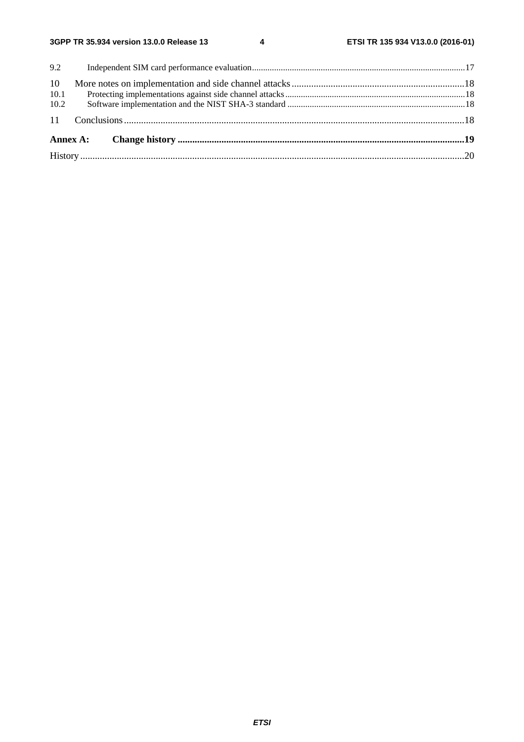9.2 Independent SIM card performance evaluation ..... 17

10 More notes on implementation and side channel attacks ..... 18

10.1 Protecting implementations against side channel attacks ..... 18

10.2 Software implementation and the NIST SHA-3 standard ..... 18

11 Conclusions ..... 18

**Annex A: Change history ..... 19**

History ..... 20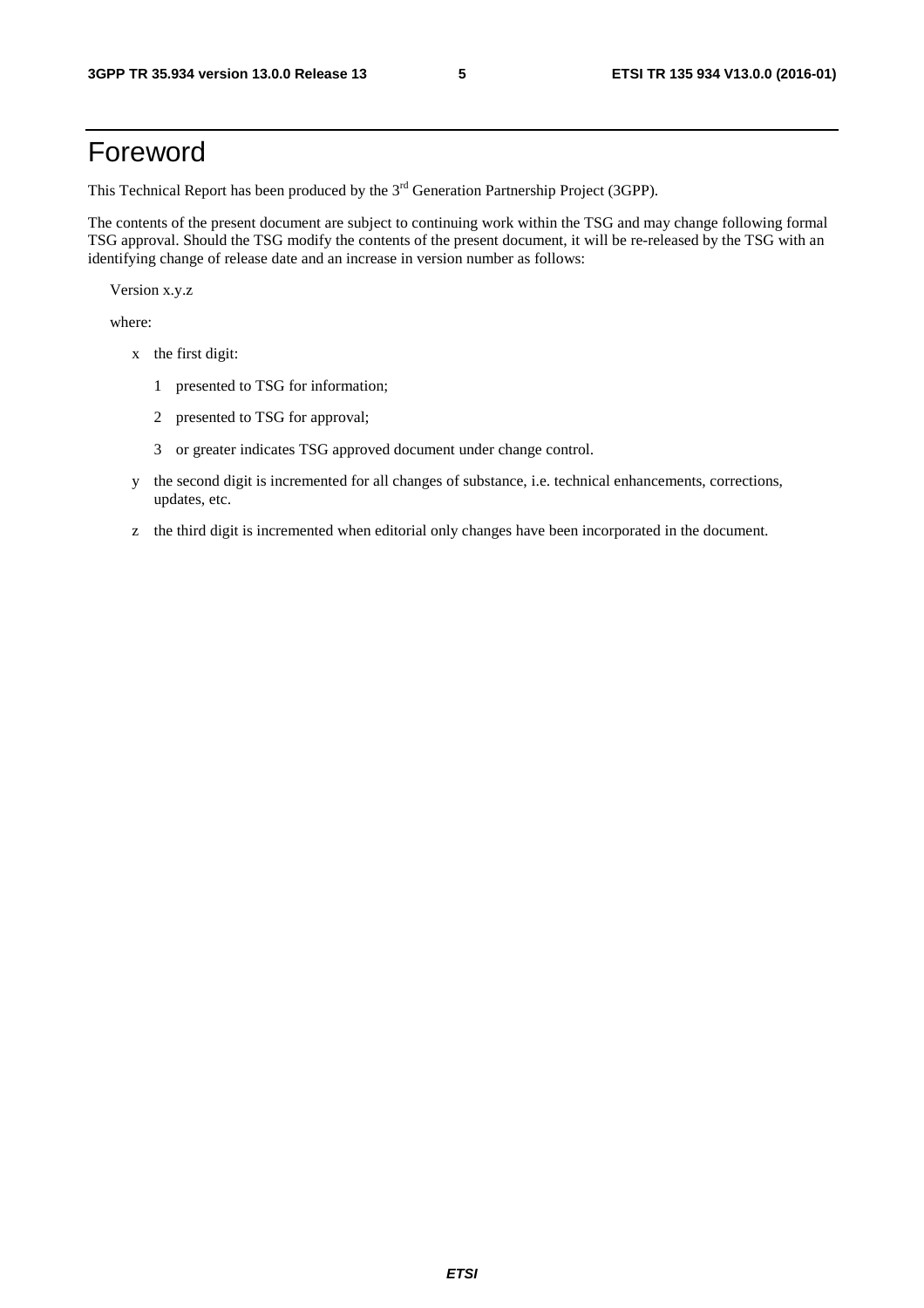# Foreword

This Technical Report has been produced by the 3rd Generation Partnership Project (3GPP).

The contents of the present document are subject to continuing work within the TSG and may change following formal TSG approval. Should the TSG modify the contents of the present document, it will be re-released by the TSG with an identifying change of release date and an increase in version number as follows:

Version x.y.z

where:

- x the first digit:
  - 1 presented to TSG for information;
  - 2 presented to TSG for approval;
  - 3 or greater indicates TSG approved document under change control.
- y the second digit is incremented for all changes of substance, i.e. technical enhancements, corrections, updates, etc.
- z the third digit is incremented when editorial only changes have been incorporated in the document.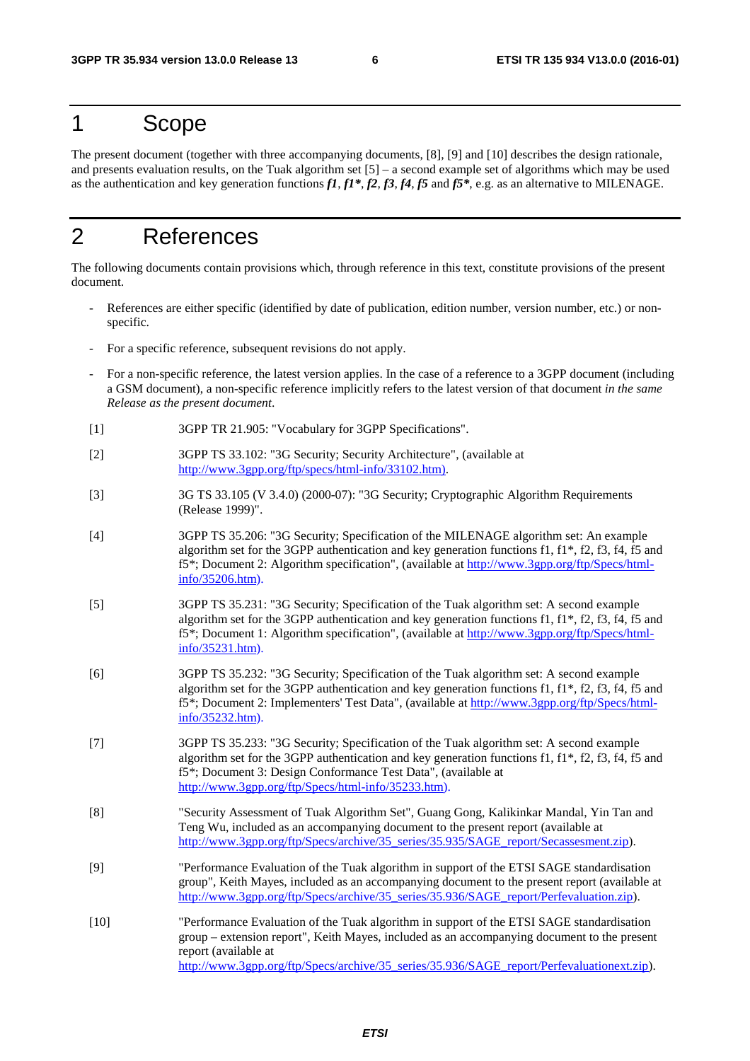# 1 Scope

The present document (together with three accompanying documents, [8], [9] and [10] describes the design rationale, and presents evaluation results, on the Tuak algorithm set [5] – a second example set of algorithms which may be used as the authentication and key generation functions ***f1***, ***f1****, ***f2***, ***f3***, ***f4***, ***f5*** and ***f5****, e.g. as an alternative to MILENAGE.

# 2 References

The following documents contain provisions which, through reference in this text, constitute provisions of the present document.

- References are either specific (identified by date of publication, edition number, version number, etc.) or non-specific.
- For a specific reference, subsequent revisions do not apply.
- For a non-specific reference, the latest version applies. In the case of a reference to a 3GPP document (including a GSM document), a non-specific reference implicitly refers to the latest version of that document *in the same Release as the present document*.

[1] 3GPP TR 21.905: "Vocabulary for 3GPP Specifications".

[2] 3GPP TS 33.102: "3G Security; Security Architecture", (available at http://www.3gpp.org/ftp/specs/html-info/33102.htm).

[3] 3G TS 33.105 (V 3.4.0) (2000-07): "3G Security; Cryptographic Algorithm Requirements (Release 1999)".

[4] 3GPP TS 35.206: "3G Security; Specification of the MILENAGE algorithm set: An example algorithm set for the 3GPP authentication and key generation functions f1, f1*, f2, f3, f4, f5 and f5*; Document 2: Algorithm specification", (available at http://www.3gpp.org/ftp/Specs/html-info/35206.htm).

[5] 3GPP TS 35.231: "3G Security; Specification of the Tuak algorithm set: A second example algorithm set for the 3GPP authentication and key generation functions f1, f1*, f2, f3, f4, f5 and f5*; Document 1: Algorithm specification", (available at http://www.3gpp.org/ftp/Specs/html-info/35231.htm).

[6] 3GPP TS 35.232: "3G Security; Specification of the Tuak algorithm set: A second example algorithm set for the 3GPP authentication and key generation functions f1, f1*, f2, f3, f4, f5 and f5*; Document 2: Implementers' Test Data", (available at http://www.3gpp.org/ftp/Specs/html-info/35232.htm).

[7] 3GPP TS 35.233: "3G Security; Specification of the Tuak algorithm set: A second example algorithm set for the 3GPP authentication and key generation functions f1, f1*, f2, f3, f4, f5 and f5*; Document 3: Design Conformance Test Data", (available at http://www.3gpp.org/ftp/Specs/html-info/35233.htm).

[8] "Security Assessment of Tuak Algorithm Set", Guang Gong, Kalikinkar Mandal, Yin Tan and Teng Wu, included as an accompanying document to the present report (available at http://www.3gpp.org/ftp/Specs/archive/35_series/35.935/SAGE_report/Secassesment.zip).

[9] "Performance Evaluation of the Tuak algorithm in support of the ETSI SAGE standardisation group", Keith Mayes, included as an accompanying document to the present report (available at http://www.3gpp.org/ftp/Specs/archive/35_series/35.936/SAGE_report/Perfevaluation.zip).

[10] "Performance Evaluation of the Tuak algorithm in support of the ETSI SAGE standardisation group – extension report", Keith Mayes, included as an accompanying document to the present report (available at http://www.3gpp.org/ftp/Specs/archive/35_series/35.936/SAGE_report/Perfevaluationext.zip).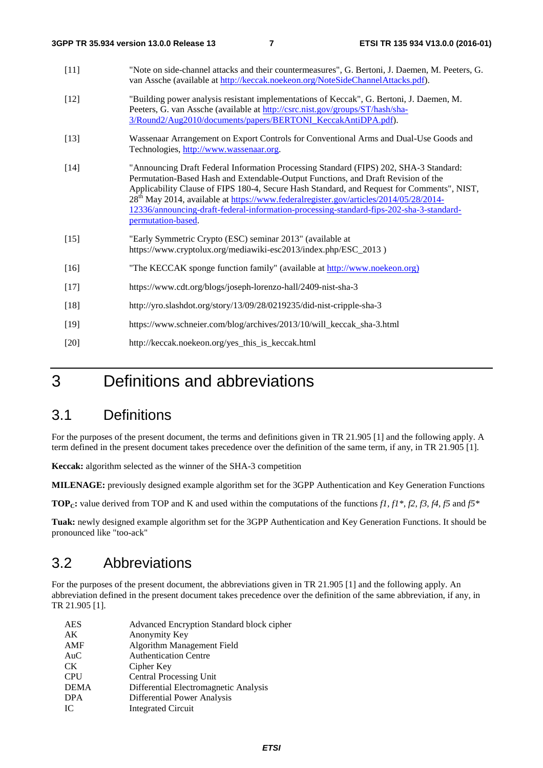[11] "Note on side-channel attacks and their countermeasures", G. Bertoni, J. Daemen, M. Peeters, G. van Assche (available at http://keccak.noekeon.org/NoteSideChannelAttacks.pdf).

[12] "Building power analysis resistant implementations of Keccak", G. Bertoni, J. Daemen, M. Peeters, G. van Assche (available at http://csrc.nist.gov/groups/ST/hash/sha-3/Round2/Aug2010/documents/papers/BERTONI_KeccakAntiDPA.pdf).

[13] Wassenaar Arrangement on Export Controls for Conventional Arms and Dual-Use Goods and Technologies, http://www.wassenaar.org.

[14] "Announcing Draft Federal Information Processing Standard (FIPS) 202, SHA-3 Standard: Permutation-Based Hash and Extendable-Output Functions, and Draft Revision of the Applicability Clause of FIPS 180-4, Secure Hash Standard, and Request for Comments", NIST, 28th May 2014, available at https://www.federalregister.gov/articles/2014/05/28/2014-12336/announcing-draft-federal-information-processing-standard-fips-202-sha-3-standard-permutation-based.

[15] "Early Symmetric Crypto (ESC) seminar 2013" (available at https://www.cryptolux.org/mediawiki-esc2013/index.php/ESC_2013 )

[16] "The KECCAK sponge function family" (available at http://www.noekeon.org)

[17] https://www.cdt.org/blogs/joseph-lorenzo-hall/2409-nist-sha-3

[18] http://yro.slashdot.org/story/13/09/28/0219235/did-nist-cripple-sha-3

[19] https://www.schneier.com/blog/archives/2013/10/will_keccak_sha-3.html

[20] http://keccak.noekeon.org/yes_this_is_keccak.html

# 3 Definitions and abbreviations

## 3.1 Definitions

For the purposes of the present document, the terms and definitions given in TR 21.905 [1] and the following apply. A term defined in the present document takes precedence over the definition of the same term, if any, in TR 21.905 [1].

**Keccak:** algorithm selected as the winner of the SHA-3 competition

**MILENAGE:** previously designed example algorithm set for the 3GPP Authentication and Key Generation Functions

**TOP$_C$:** value derived from TOP and K and used within the computations of the functions *f1, f1\*, f2, f3, f4, f5* and *f5\**

**Tuak:** newly designed example algorithm set for the 3GPP Authentication and Key Generation Functions. It should be pronounced like "too-ack"

## 3.2 Abbreviations

For the purposes of the present document, the abbreviations given in TR 21.905 [1] and the following apply. An abbreviation defined in the present document takes precedence over the definition of the same abbreviation, if any, in TR 21.905 [1].

| | |
|---|---|
| AES | Advanced Encryption Standard block cipher |
| AK | Anonymity Key |
| AMF | Algorithm Management Field |
| AuC | Authentication Centre |
| CK | Cipher Key |
| CPU | Central Processing Unit |
| DEMA | Differential Electromagnetic Analysis |
| DPA | Differential Power Analysis |
| IC | Integrated Circuit |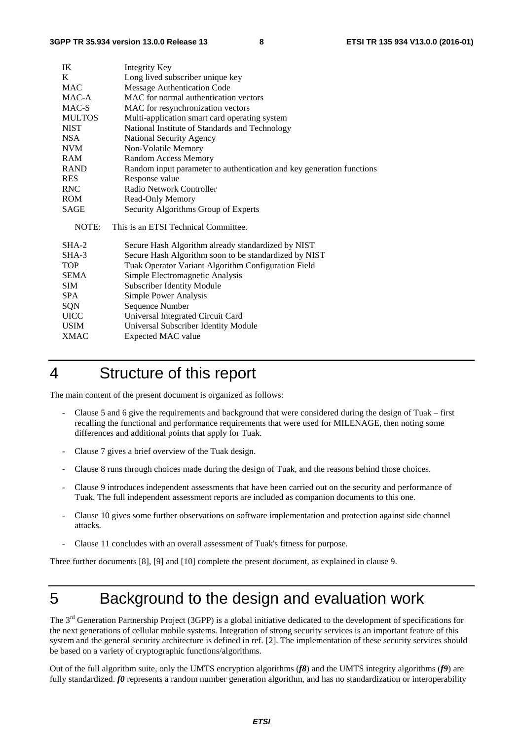| | |
|---|---|
| IK | Integrity Key |
| K | Long lived subscriber unique key |
| MAC | Message Authentication Code |
| MAC-A | MAC for normal authentication vectors |
| MAC-S | MAC for resynchronization vectors |
| MULTOS | Multi-application smart card operating system |
| NIST | National Institute of Standards and Technology |
| NSA | National Security Agency |
| NVM | Non-Volatile Memory |
| RAM | Random Access Memory |
| RAND | Random input parameter to authentication and key generation functions |
| RES | Response value |
| RNC | Radio Network Controller |
| ROM | Read-Only Memory |
| SAGE | Security Algorithms Group of Experts |

NOTE: This is an ETSI Technical Committee.

| | |
|---|---|
| SHA-2 | Secure Hash Algorithm already standardized by NIST |
| SHA-3 | Secure Hash Algorithm soon to be standardized by NIST |
| TOP | Tuak Operator Variant Algorithm Configuration Field |
| SEMA | Simple Electromagnetic Analysis |
| SIM | Subscriber Identity Module |
| SPA | Simple Power Analysis |
| SQN | Sequence Number |
| UICC | Universal Integrated Circuit Card |
| USIM | Universal Subscriber Identity Module |
| XMAC | Expected MAC value |

# 4 Structure of this report

The main content of the present document is organized as follows:

- Clause 5 and 6 give the requirements and background that were considered during the design of Tuak – first recalling the functional and performance requirements that were used for MILENAGE, then noting some differences and additional points that apply for Tuak.
- Clause 7 gives a brief overview of the Tuak design.
- Clause 8 runs through choices made during the design of Tuak, and the reasons behind those choices.
- Clause 9 introduces independent assessments that have been carried out on the security and performance of Tuak. The full independent assessment reports are included as companion documents to this one.
- Clause 10 gives some further observations on software implementation and protection against side channel attacks.
- Clause 11 concludes with an overall assessment of Tuak's fitness for purpose.

Three further documents [8], [9] and [10] complete the present document, as explained in clause 9.

# 5 Background to the design and evaluation work

The 3rd Generation Partnership Project (3GPP) is a global initiative dedicated to the development of specifications for the next generations of cellular mobile systems. Integration of strong security services is an important feature of this system and the general security architecture is defined in ref. [2]. The implementation of these security services should be based on a variety of cryptographic functions/algorithms.

Out of the full algorithm suite, only the UMTS encryption algorithms (***f8***) and the UMTS integrity algorithms (***f9***) are fully standardized. ***f0*** represents a random number generation algorithm, and has no standardization or interoperability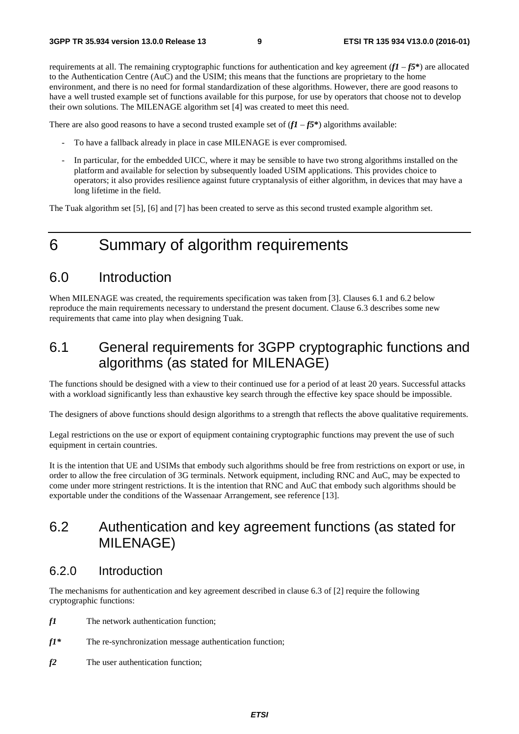requirements at all. The remaining cryptographic functions for authentication and key agreement (***f1*** – ***f5****) are allocated to the Authentication Centre (AuC) and the USIM; this means that the functions are proprietary to the home environment, and there is no need for formal standardization of these algorithms. However, there are good reasons to have a well trusted example set of functions available for this purpose, for use by operators that choose not to develop their own solutions. The MILENAGE algorithm set [4] was created to meet this need.

There are also good reasons to have a second trusted example set of (***f1*** – ***f5****) algorithms available:

- To have a fallback already in place in case MILENAGE is ever compromised.
- In particular, for the embedded UICC, where it may be sensible to have two strong algorithms installed on the platform and available for selection by subsequently loaded USIM applications. This provides choice to operators; it also provides resilience against future cryptanalysis of either algorithm, in devices that may have a long lifetime in the field.

The Tuak algorithm set [5], [6] and [7] has been created to serve as this second trusted example algorithm set.

# 6 Summary of algorithm requirements

## 6.0 Introduction

When MILENAGE was created, the requirements specification was taken from [3]. Clauses 6.1 and 6.2 below reproduce the main requirements necessary to understand the present document. Clause 6.3 describes some new requirements that came into play when designing Tuak.

## 6.1 General requirements for 3GPP cryptographic functions and algorithms (as stated for MILENAGE)

The functions should be designed with a view to their continued use for a period of at least 20 years. Successful attacks with a workload significantly less than exhaustive key search through the effective key space should be impossible.

The designers of above functions should design algorithms to a strength that reflects the above qualitative requirements.

Legal restrictions on the use or export of equipment containing cryptographic functions may prevent the use of such equipment in certain countries.

It is the intention that UE and USIMs that embody such algorithms should be free from restrictions on export or use, in order to allow the free circulation of 3G terminals. Network equipment, including RNC and AuC, may be expected to come under more stringent restrictions. It is the intention that RNC and AuC that embody such algorithms should be exportable under the conditions of the Wassenaar Arrangement, see reference [13].

## 6.2 Authentication and key agreement functions (as stated for MILENAGE)

### 6.2.0 Introduction

The mechanisms for authentication and key agreement described in clause 6.3 of [2] require the following cryptographic functions:

***f1*** The network authentication function;

***f1**** The re-synchronization message authentication function;

***f2*** The user authentication function;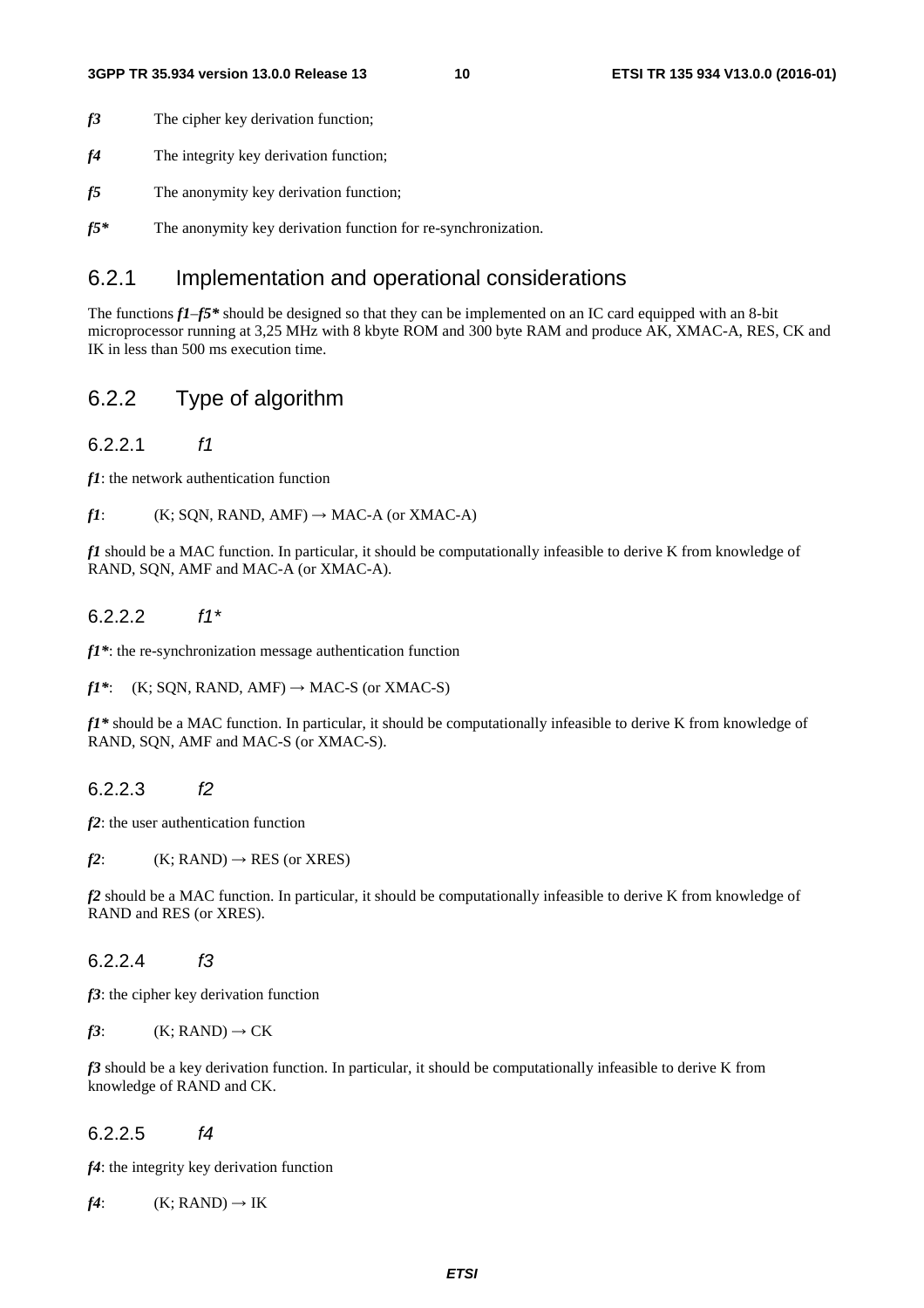***f3*** The cipher key derivation function;

***f4*** The integrity key derivation function;

***f5*** The anonymity key derivation function;

***f5**** The anonymity key derivation function for re-synchronization.

### 6.2.1 Implementation and operational considerations

The functions ***f1*–*f5**** should be designed so that they can be implemented on an IC card equipped with an 8-bit microprocessor running at 3,25 MHz with 8 kbyte ROM and 300 byte RAM and produce AK, XMAC-A, RES, CK and IK in less than 500 ms execution time.

### 6.2.2 Type of algorithm

#### 6.2.2.1 *f1*

***f1***: the network authentication function

***f1***: (K; SQN, RAND, AMF) → MAC-A (or XMAC-A)

***f1*** should be a MAC function. In particular, it should be computationally infeasible to derive K from knowledge of RAND, SQN, AMF and MAC-A (or XMAC-A).

#### 6.2.2.2 *f1**

***f1****: the re-synchronization message authentication function

***f1****: (K; SQN, RAND, AMF) → MAC-S (or XMAC-S)

***f1**** should be a MAC function. In particular, it should be computationally infeasible to derive K from knowledge of RAND, SQN, AMF and MAC-S (or XMAC-S).

#### 6.2.2.3 *f2*

***f2***: the user authentication function

***f2***: (K; RAND) → RES (or XRES)

***f2*** should be a MAC function. In particular, it should be computationally infeasible to derive K from knowledge of RAND and RES (or XRES).

#### 6.2.2.4 *f3*

***f3***: the cipher key derivation function

***f3***: (K; RAND) → CK

***f3*** should be a key derivation function. In particular, it should be computationally infeasible to derive K from knowledge of RAND and CK.

#### 6.2.2.5 *f4*

***f4***: the integrity key derivation function

***f4***: (K; RAND) → IK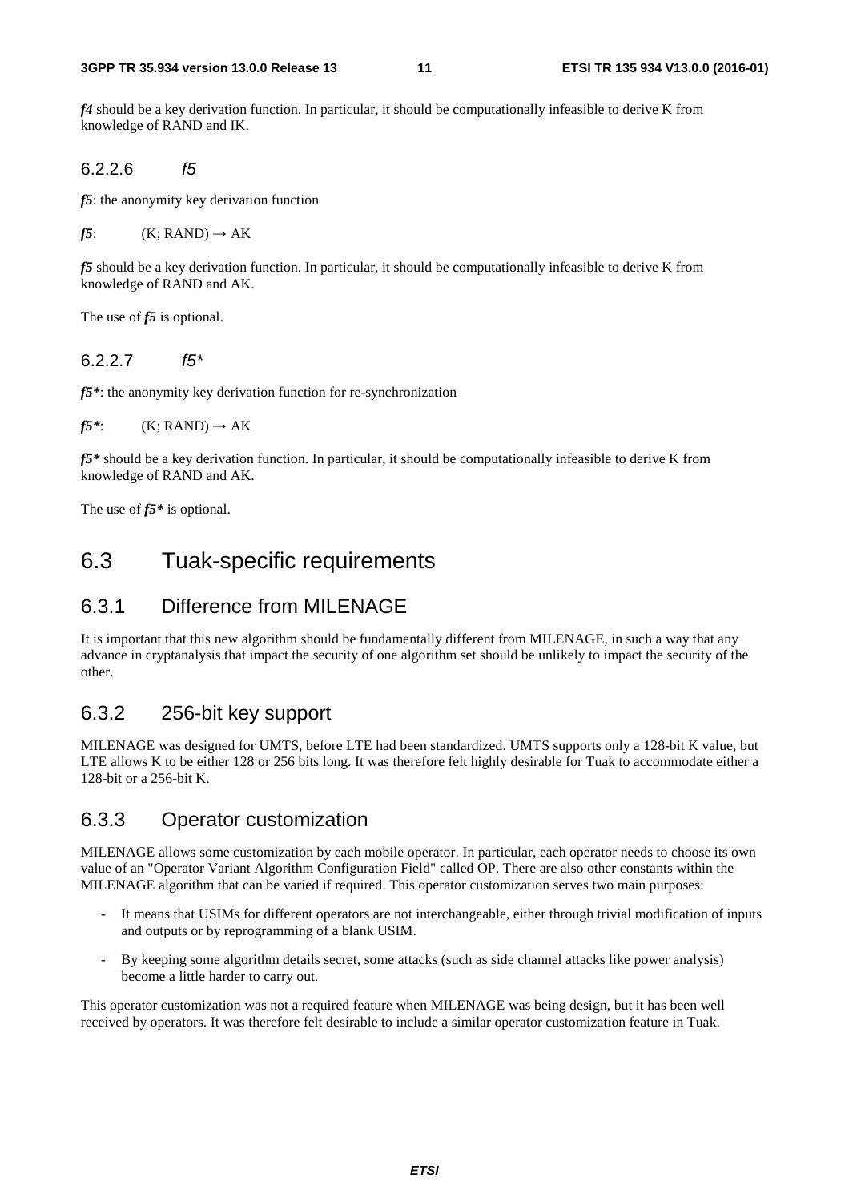***f4*** should be a key derivation function. In particular, it should be computationally infeasible to derive K from knowledge of RAND and IK.

#### 6.2.2.6 *f5*

***f5***: the anonymity key derivation function

***f5***: (K; RAND) → AK

***f5*** should be a key derivation function. In particular, it should be computationally infeasible to derive K from knowledge of RAND and AK.

The use of ***f5*** is optional.

#### 6.2.2.7 *f5**

***f5****: the anonymity key derivation function for re-synchronization

***f5****: (K; RAND) → AK

***f5**** should be a key derivation function. In particular, it should be computationally infeasible to derive K from knowledge of RAND and AK.

The use of ***f5**** is optional.

## 6.3 Tuak-specific requirements

### 6.3.1 Difference from MILENAGE

It is important that this new algorithm should be fundamentally different from MILENAGE, in such a way that any advance in cryptanalysis that impact the security of one algorithm set should be unlikely to impact the security of the other.

### 6.3.2 256-bit key support

MILENAGE was designed for UMTS, before LTE had been standardized. UMTS supports only a 128-bit K value, but LTE allows K to be either 128 or 256 bits long. It was therefore felt highly desirable for Tuak to accommodate either a 128-bit or a 256-bit K.

### 6.3.3 Operator customization

MILENAGE allows some customization by each mobile operator. In particular, each operator needs to choose its own value of an "Operator Variant Algorithm Configuration Field" called OP. There are also other constants within the MILENAGE algorithm that can be varied if required. This operator customization serves two main purposes:

- It means that USIMs for different operators are not interchangeable, either through trivial modification of inputs and outputs or by reprogramming of a blank USIM.
- By keeping some algorithm details secret, some attacks (such as side channel attacks like power analysis) become a little harder to carry out.

This operator customization was not a required feature when MILENAGE was being design, but it has been well received by operators. It was therefore felt desirable to include a similar operator customization feature in Tuak.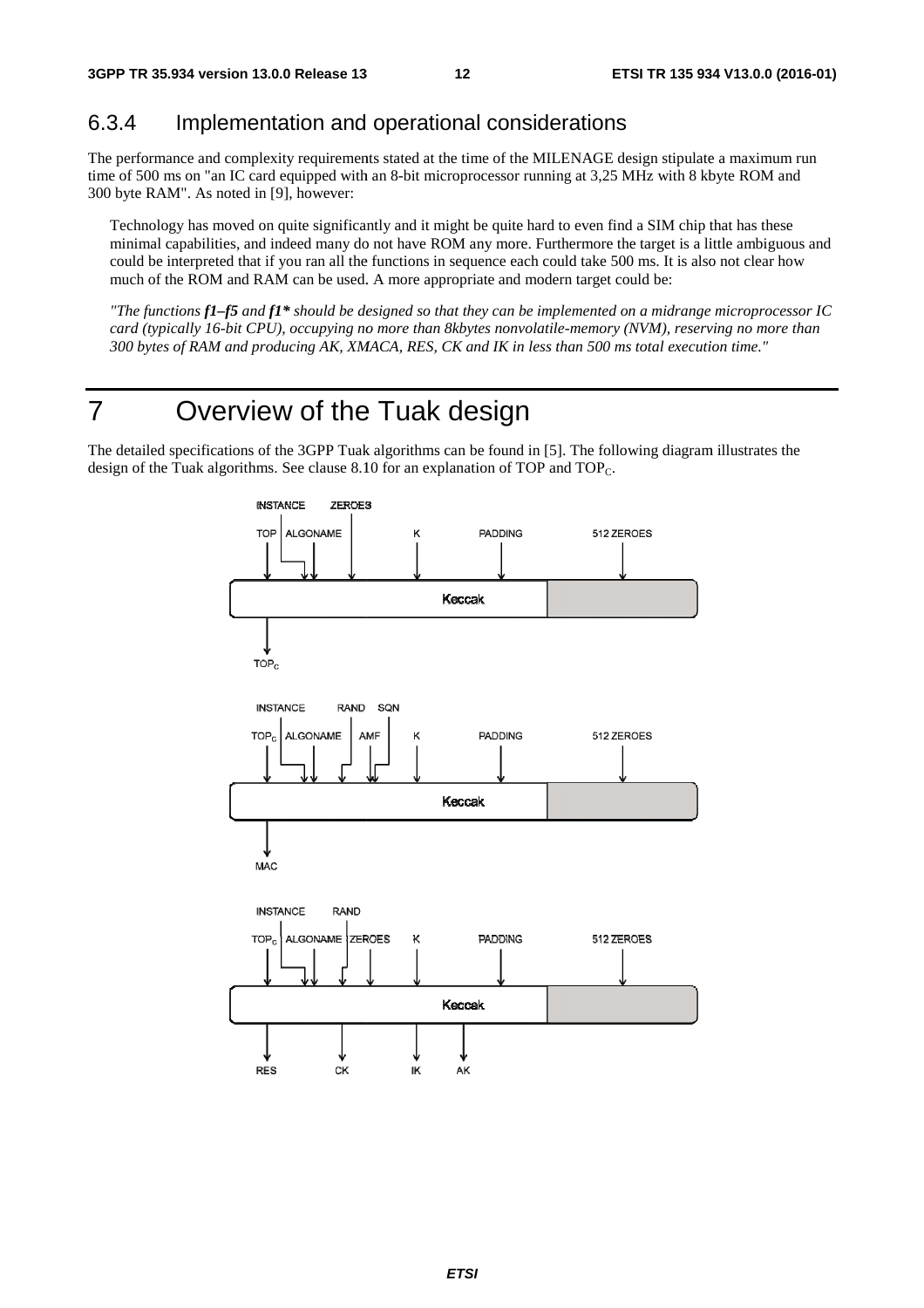### 6.3.4 Implementation and operational considerations

The performance and complexity requirements stated at the time of the MILENAGE design stipulate a maximum run time of 500 ms on "an IC card equipped with an 8-bit microprocessor running at 3,25 MHz with 8 kbyte ROM and 300 byte RAM". As noted in [9], however:

> Technology has moved on quite significantly and it might be quite hard to even find a SIM chip that has these minimal capabilities, and indeed many do not have ROM any more. Furthermore the target is a little ambiguous and could be interpreted that if you ran all the functions in sequence each could take 500 ms. It is also not clear how much of the ROM and RAM can be used. A more appropriate and modern target could be:
>
> *"The functions **f1–f5** and **f1\*** should be designed so that they can be implemented on a midrange microprocessor IC card (typically 16-bit CPU), occupying no more than 8kbytes nonvolatile-memory (NVM), reserving no more than 300 bytes of RAM and producing AK, XMACA, RES, CK and IK in less than 500 ms total execution time."*

# 7 Overview of the Tuak design

The detailed specifications of the 3GPP Tuak algorithms can be found in [5]. The following diagram illustrates the design of the Tuak algorithms. See clause 8.10 for an explanation of TOP and $TOP_C$.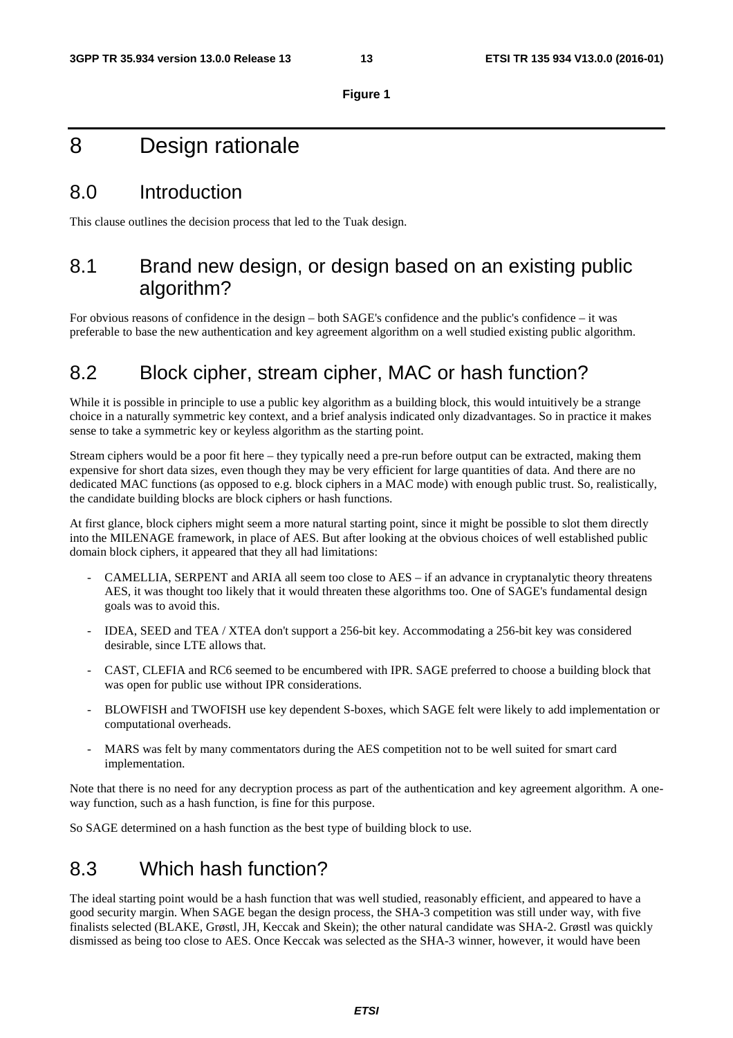**Figure 1**

# 8 Design rationale

## 8.0 Introduction

This clause outlines the decision process that led to the Tuak design.

## 8.1 Brand new design, or design based on an existing public algorithm?

For obvious reasons of confidence in the design – both SAGE's confidence and the public's confidence – it was preferable to base the new authentication and key agreement algorithm on a well studied existing public algorithm.

## 8.2 Block cipher, stream cipher, MAC or hash function?

While it is possible in principle to use a public key algorithm as a building block, this would intuitively be a strange choice in a naturally symmetric key context, and a brief analysis indicated only dizadvantages. So in practice it makes sense to take a symmetric key or keyless algorithm as the starting point.

Stream ciphers would be a poor fit here – they typically need a pre-run before output can be extracted, making them expensive for short data sizes, even though they may be very efficient for large quantities of data. And there are no dedicated MAC functions (as opposed to e.g. block ciphers in a MAC mode) with enough public trust. So, realistically, the candidate building blocks are block ciphers or hash functions.

At first glance, block ciphers might seem a more natural starting point, since it might be possible to slot them directly into the MILENAGE framework, in place of AES. But after looking at the obvious choices of well established public domain block ciphers, it appeared that they all had limitations:

- CAMELLIA, SERPENT and ARIA all seem too close to AES – if an advance in cryptanalytic theory threatens AES, it was thought too likely that it would threaten these algorithms too. One of SAGE's fundamental design goals was to avoid this.
- IDEA, SEED and TEA / XTEA don't support a 256-bit key. Accommodating a 256-bit key was considered desirable, since LTE allows that.
- CAST, CLEFIA and RC6 seemed to be encumbered with IPR. SAGE preferred to choose a building block that was open for public use without IPR considerations.
- BLOWFISH and TWOFISH use key dependent S-boxes, which SAGE felt were likely to add implementation or computational overheads.
- MARS was felt by many commentators during the AES competition not to be well suited for smart card implementation.

Note that there is no need for any decryption process as part of the authentication and key agreement algorithm. A one-way function, such as a hash function, is fine for this purpose.

So SAGE determined on a hash function as the best type of building block to use.

## 8.3 Which hash function?

The ideal starting point would be a hash function that was well studied, reasonably efficient, and appeared to have a good security margin. When SAGE began the design process, the SHA-3 competition was still under way, with five finalists selected (BLAKE, Grøstl, JH, Keccak and Skein); the other natural candidate was SHA-2. Grøstl was quickly dismissed as being too close to AES. Once Keccak was selected as the SHA-3 winner, however, it would have been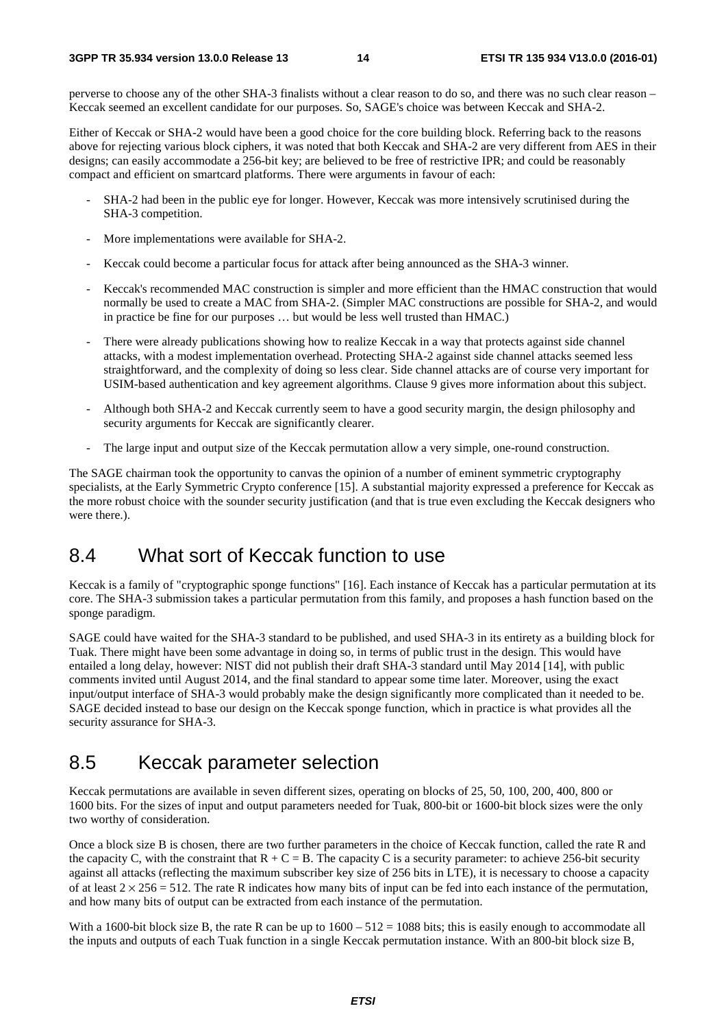perverse to choose any of the other SHA-3 finalists without a clear reason to do so, and there was no such clear reason – Keccak seemed an excellent candidate for our purposes. So, SAGE's choice was between Keccak and SHA-2.

Either of Keccak or SHA-2 would have been a good choice for the core building block. Referring back to the reasons above for rejecting various block ciphers, it was noted that both Keccak and SHA-2 are very different from AES in their designs; can easily accommodate a 256-bit key; are believed to be free of restrictive IPR; and could be reasonably compact and efficient on smartcard platforms. There were arguments in favour of each:

- SHA-2 had been in the public eye for longer. However, Keccak was more intensively scrutinised during the SHA-3 competition.
- More implementations were available for SHA-2.
- Keccak could become a particular focus for attack after being announced as the SHA-3 winner.
- Keccak's recommended MAC construction is simpler and more efficient than the HMAC construction that would normally be used to create a MAC from SHA-2. (Simpler MAC constructions are possible for SHA-2, and would in practice be fine for our purposes … but would be less well trusted than HMAC.)
- There were already publications showing how to realize Keccak in a way that protects against side channel attacks, with a modest implementation overhead. Protecting SHA-2 against side channel attacks seemed less straightforward, and the complexity of doing so less clear. Side channel attacks are of course very important for USIM-based authentication and key agreement algorithms. Clause 9 gives more information about this subject.
- Although both SHA-2 and Keccak currently seem to have a good security margin, the design philosophy and security arguments for Keccak are significantly clearer.
- The large input and output size of the Keccak permutation allow a very simple, one-round construction.

The SAGE chairman took the opportunity to canvas the opinion of a number of eminent symmetric cryptography specialists, at the Early Symmetric Crypto conference [15]. A substantial majority expressed a preference for Keccak as the more robust choice with the sounder security justification (and that is true even excluding the Keccak designers who were there.).

## 8.4 What sort of Keccak function to use

Keccak is a family of "cryptographic sponge functions" [16]. Each instance of Keccak has a particular permutation at its core. The SHA-3 submission takes a particular permutation from this family, and proposes a hash function based on the sponge paradigm.

SAGE could have waited for the SHA-3 standard to be published, and used SHA-3 in its entirety as a building block for Tuak. There might have been some advantage in doing so, in terms of public trust in the design. This would have entailed a long delay, however: NIST did not publish their draft SHA-3 standard until May 2014 [14], with public comments invited until August 2014, and the final standard to appear some time later. Moreover, using the exact input/output interface of SHA-3 would probably make the design significantly more complicated than it needed to be. SAGE decided instead to base our design on the Keccak sponge function, which in practice is what provides all the security assurance for SHA-3.

## 8.5 Keccak parameter selection

Keccak permutations are available in seven different sizes, operating on blocks of 25, 50, 100, 200, 400, 800 or 1600 bits. For the sizes of input and output parameters needed for Tuak, 800-bit or 1600-bit block sizes were the only two worthy of consideration.

Once a block size B is chosen, there are two further parameters in the choice of Keccak function, called the rate R and the capacity C, with the constraint that $R + C = B$. The capacity C is a security parameter: to achieve 256-bit security against all attacks (reflecting the maximum subscriber key size of 256 bits in LTE), it is necessary to choose a capacity of at least $2 \times 256 = 512$. The rate R indicates how many bits of input can be fed into each instance of the permutation, and how many bits of output can be extracted from each instance of the permutation.

With a 1600-bit block size B, the rate R can be up to $1600 - 512 = 1088$ bits; this is easily enough to accommodate all the inputs and outputs of each Tuak function in a single Keccak permutation instance. With an 800-bit block size B,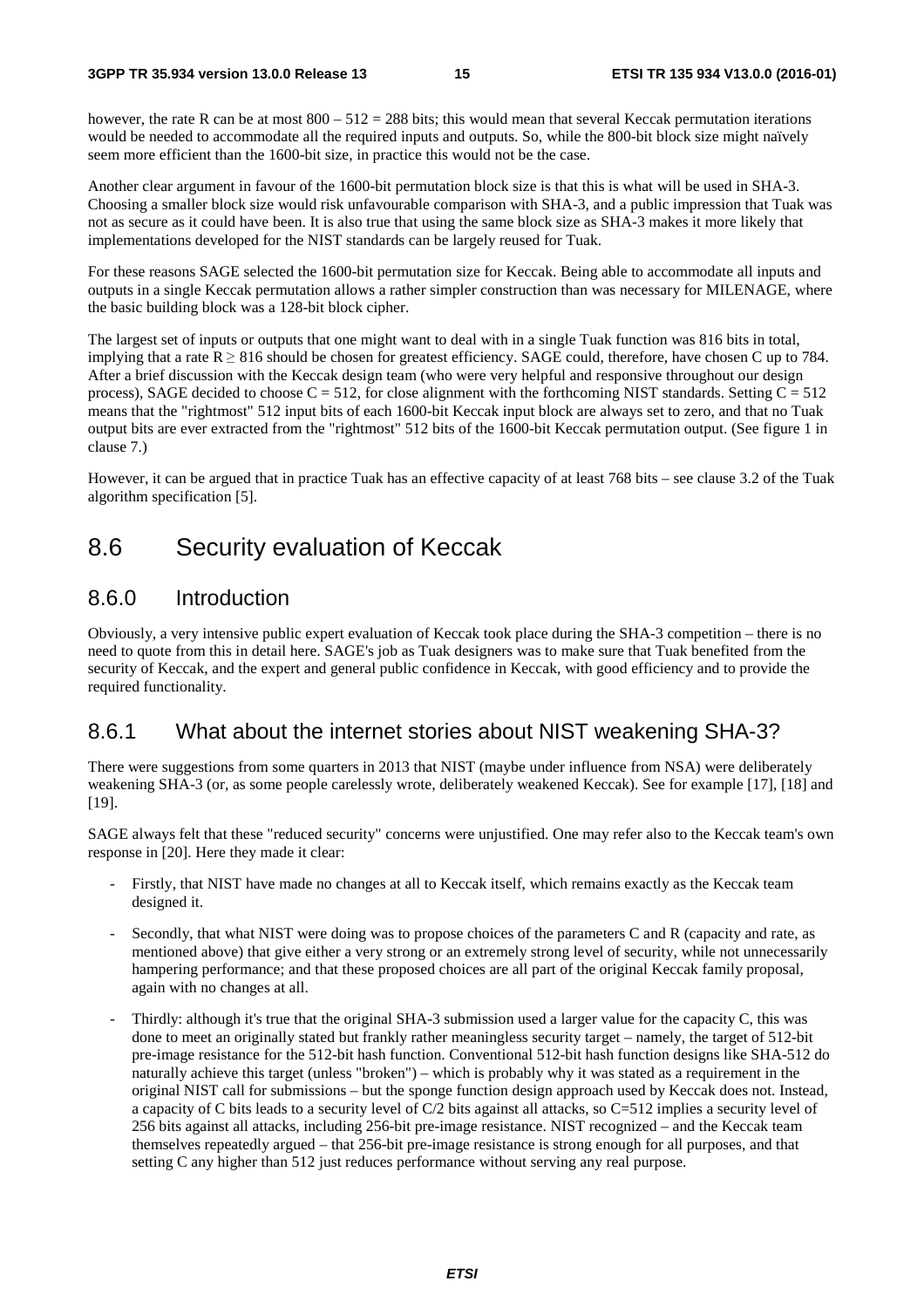however, the rate R can be at most 800 – 512 = 288 bits; this would mean that several Keccak permutation iterations would be needed to accommodate all the required inputs and outputs. So, while the 800-bit block size might naïvely seem more efficient than the 1600-bit size, in practice this would not be the case.

Another clear argument in favour of the 1600-bit permutation block size is that this is what will be used in SHA-3. Choosing a smaller block size would risk unfavourable comparison with SHA-3, and a public impression that Tuak was not as secure as it could have been. It is also true that using the same block size as SHA-3 makes it more likely that implementations developed for the NIST standards can be largely reused for Tuak.

For these reasons SAGE selected the 1600-bit permutation size for Keccak. Being able to accommodate all inputs and outputs in a single Keccak permutation allows a rather simpler construction than was necessary for MILENAGE, where the basic building block was a 128-bit block cipher.

The largest set of inputs or outputs that one might want to deal with in a single Tuak function was 816 bits in total, implying that a rate $R \geq 816$ should be chosen for greatest efficiency. SAGE could, therefore, have chosen C up to 784. After a brief discussion with the Keccak design team (who were very helpful and responsive throughout our design process), SAGE decided to choose $C = 512$, for close alignment with the forthcoming NIST standards. Setting $C = 512$ means that the "rightmost" 512 input bits of each 1600-bit Keccak input block are always set to zero, and that no Tuak output bits are ever extracted from the "rightmost" 512 bits of the 1600-bit Keccak permutation output. (See figure 1 in clause 7.)

However, it can be argued that in practice Tuak has an effective capacity of at least 768 bits – see clause 3.2 of the Tuak algorithm specification [5].

## 8.6 Security evaluation of Keccak

### 8.6.0 Introduction

Obviously, a very intensive public expert evaluation of Keccak took place during the SHA-3 competition – there is no need to quote from this in detail here. SAGE's job as Tuak designers was to make sure that Tuak benefited from the security of Keccak, and the expert and general public confidence in Keccak, with good efficiency and to provide the required functionality.

### 8.6.1 What about the internet stories about NIST weakening SHA-3?

There were suggestions from some quarters in 2013 that NIST (maybe under influence from NSA) were deliberately weakening SHA-3 (or, as some people carelessly wrote, deliberately weakened Keccak). See for example [17], [18] and [19].

SAGE always felt that these "reduced security" concerns were unjustified. One may refer also to the Keccak team's own response in [20]. Here they made it clear:

- Firstly, that NIST have made no changes at all to Keccak itself, which remains exactly as the Keccak team designed it.
- Secondly, that what NIST were doing was to propose choices of the parameters C and R (capacity and rate, as mentioned above) that give either a very strong or an extremely strong level of security, while not unnecessarily hampering performance; and that these proposed choices are all part of the original Keccak family proposal, again with no changes at all.
- Thirdly: although it's true that the original SHA-3 submission used a larger value for the capacity C, this was done to meet an originally stated but frankly rather meaningless security target – namely, the target of 512-bit pre-image resistance for the 512-bit hash function. Conventional 512-bit hash function designs like SHA-512 do naturally achieve this target (unless "broken") – which is probably why it was stated as a requirement in the original NIST call for submissions – but the sponge function design approach used by Keccak does not. Instead, a capacity of C bits leads to a security level of $C/2$ bits against all attacks, so $C=512$ implies a security level of 256 bits against all attacks, including 256-bit pre-image resistance. NIST recognized – and the Keccak team themselves repeatedly argued – that 256-bit pre-image resistance is strong enough for all purposes, and that setting C any higher than 512 just reduces performance without serving any real purpose.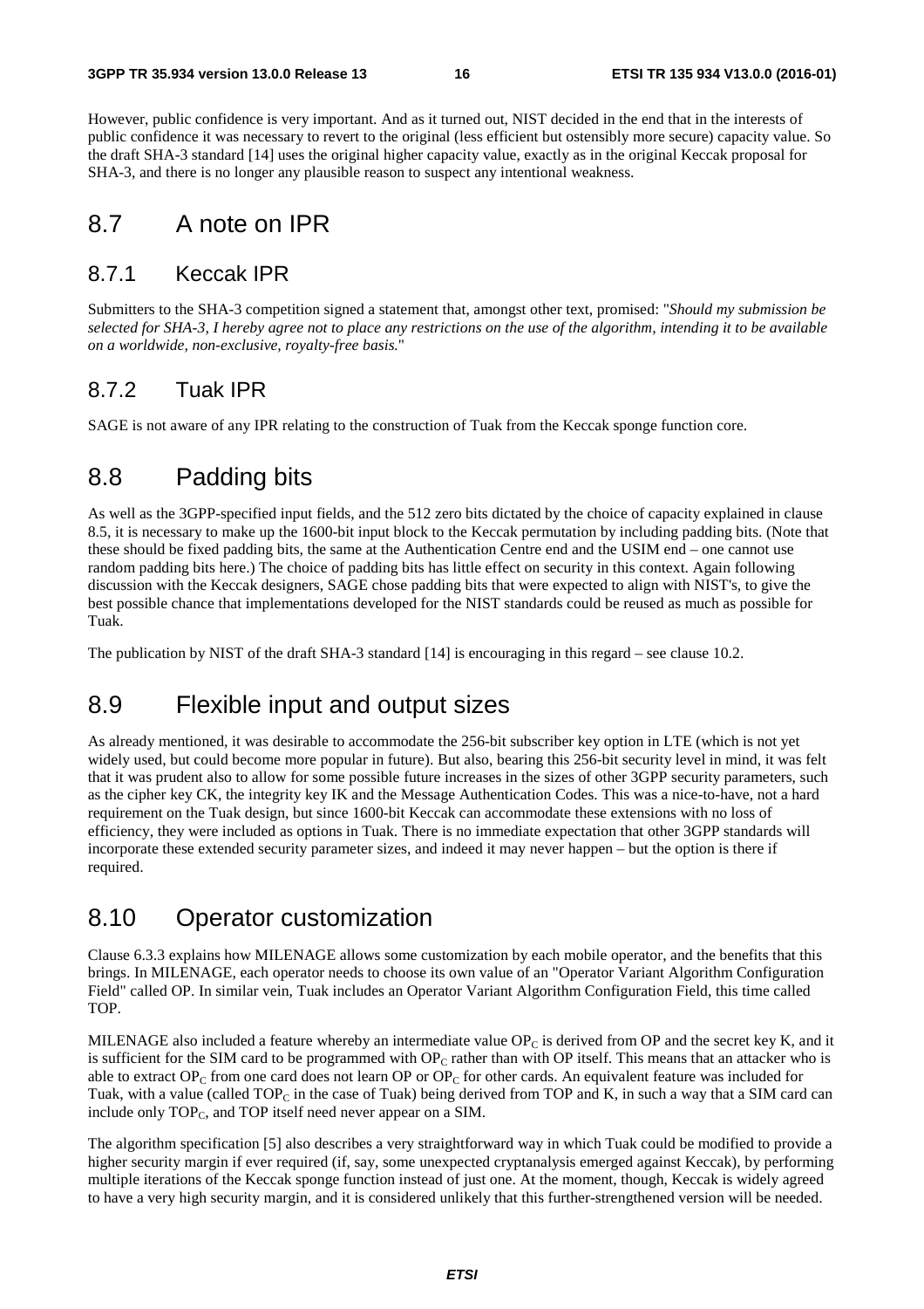However, public confidence is very important. And as it turned out, NIST decided in the end that in the interests of public confidence it was necessary to revert to the original (less efficient but ostensibly more secure) capacity value. So the draft SHA-3 standard [14] uses the original higher capacity value, exactly as in the original Keccak proposal for SHA-3, and there is no longer any plausible reason to suspect any intentional weakness.

## 8.7 A note on IPR

### 8.7.1 Keccak IPR

Submitters to the SHA-3 competition signed a statement that, amongst other text, promised: "*Should my submission be selected for SHA-3, I hereby agree not to place any restrictions on the use of the algorithm, intending it to be available on a worldwide, non-exclusive, royalty-free basis.*"

### 8.7.2 Tuak IPR

SAGE is not aware of any IPR relating to the construction of Tuak from the Keccak sponge function core.

## 8.8 Padding bits

As well as the 3GPP-specified input fields, and the 512 zero bits dictated by the choice of capacity explained in clause 8.5, it is necessary to make up the 1600-bit input block to the Keccak permutation by including padding bits. (Note that these should be fixed padding bits, the same at the Authentication Centre end and the USIM end – one cannot use random padding bits here.) The choice of padding bits has little effect on security in this context. Again following discussion with the Keccak designers, SAGE chose padding bits that were expected to align with NIST's, to give the best possible chance that implementations developed for the NIST standards could be reused as much as possible for Tuak.

The publication by NIST of the draft SHA-3 standard [14] is encouraging in this regard – see clause 10.2.

## 8.9 Flexible input and output sizes

As already mentioned, it was desirable to accommodate the 256-bit subscriber key option in LTE (which is not yet widely used, but could become more popular in future). But also, bearing this 256-bit security level in mind, it was felt that it was prudent also to allow for some possible future increases in the sizes of other 3GPP security parameters, such as the cipher key CK, the integrity key IK and the Message Authentication Codes. This was a nice-to-have, not a hard requirement on the Tuak design, but since 1600-bit Keccak can accommodate these extensions with no loss of efficiency, they were included as options in Tuak. There is no immediate expectation that other 3GPP standards will incorporate these extended security parameter sizes, and indeed it may never happen – but the option is there if required.

## 8.10 Operator customization

Clause 6.3.3 explains how MILENAGE allows some customization by each mobile operator, and the benefits that this brings. In MILENAGE, each operator needs to choose its own value of an "Operator Variant Algorithm Configuration Field" called OP. In similar vein, Tuak includes an Operator Variant Algorithm Configuration Field, this time called TOP.

MILENAGE also included a feature whereby an intermediate value $OP_C$ is derived from OP and the secret key K, and it is sufficient for the SIM card to be programmed with $OP_C$ rather than with OP itself. This means that an attacker who is able to extract $OP_C$ from one card does not learn OP or $OP_C$ for other cards. An equivalent feature was included for Tuak, with a value (called $TOP_C$ in the case of Tuak) being derived from TOP and K, in such a way that a SIM card can include only $TOP_C$, and TOP itself need never appear on a SIM.

The algorithm specification [5] also describes a very straightforward way in which Tuak could be modified to provide a higher security margin if ever required (if, say, some unexpected cryptanalysis emerged against Keccak), by performing multiple iterations of the Keccak sponge function instead of just one. At the moment, though, Keccak is widely agreed to have a very high security margin, and it is considered unlikely that this further-strengthened version will be needed.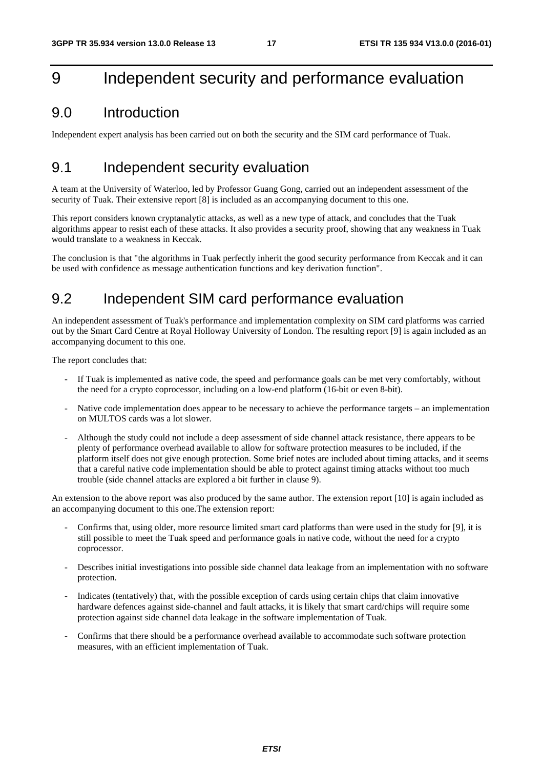# 9 Independent security and performance evaluation

## 9.0 Introduction

Independent expert analysis has been carried out on both the security and the SIM card performance of Tuak.

## 9.1 Independent security evaluation

A team at the University of Waterloo, led by Professor Guang Gong, carried out an independent assessment of the security of Tuak. Their extensive report [8] is included as an accompanying document to this one.

This report considers known cryptanalytic attacks, as well as a new type of attack, and concludes that the Tuak algorithms appear to resist each of these attacks. It also provides a security proof, showing that any weakness in Tuak would translate to a weakness in Keccak.

The conclusion is that "the algorithms in Tuak perfectly inherit the good security performance from Keccak and it can be used with confidence as message authentication functions and key derivation function".

## 9.2 Independent SIM card performance evaluation

An independent assessment of Tuak's performance and implementation complexity on SIM card platforms was carried out by the Smart Card Centre at Royal Holloway University of London. The resulting report [9] is again included as an accompanying document to this one.

The report concludes that:

- If Tuak is implemented as native code, the speed and performance goals can be met very comfortably, without the need for a crypto coprocessor, including on a low-end platform (16-bit or even 8-bit).
- Native code implementation does appear to be necessary to achieve the performance targets – an implementation on MULTOS cards was a lot slower.
- Although the study could not include a deep assessment of side channel attack resistance, there appears to be plenty of performance overhead available to allow for software protection measures to be included, if the platform itself does not give enough protection. Some brief notes are included about timing attacks, and it seems that a careful native code implementation should be able to protect against timing attacks without too much trouble (side channel attacks are explored a bit further in clause 9).

An extension to the above report was also produced by the same author. The extension report [10] is again included as an accompanying document to this one.The extension report:

- Confirms that, using older, more resource limited smart card platforms than were used in the study for [9], it is still possible to meet the Tuak speed and performance goals in native code, without the need for a crypto coprocessor.
- Describes initial investigations into possible side channel data leakage from an implementation with no software protection.
- Indicates (tentatively) that, with the possible exception of cards using certain chips that claim innovative hardware defences against side-channel and fault attacks, it is likely that smart card/chips will require some protection against side channel data leakage in the software implementation of Tuak.
- Confirms that there should be a performance overhead available to accommodate such software protection measures, with an efficient implementation of Tuak.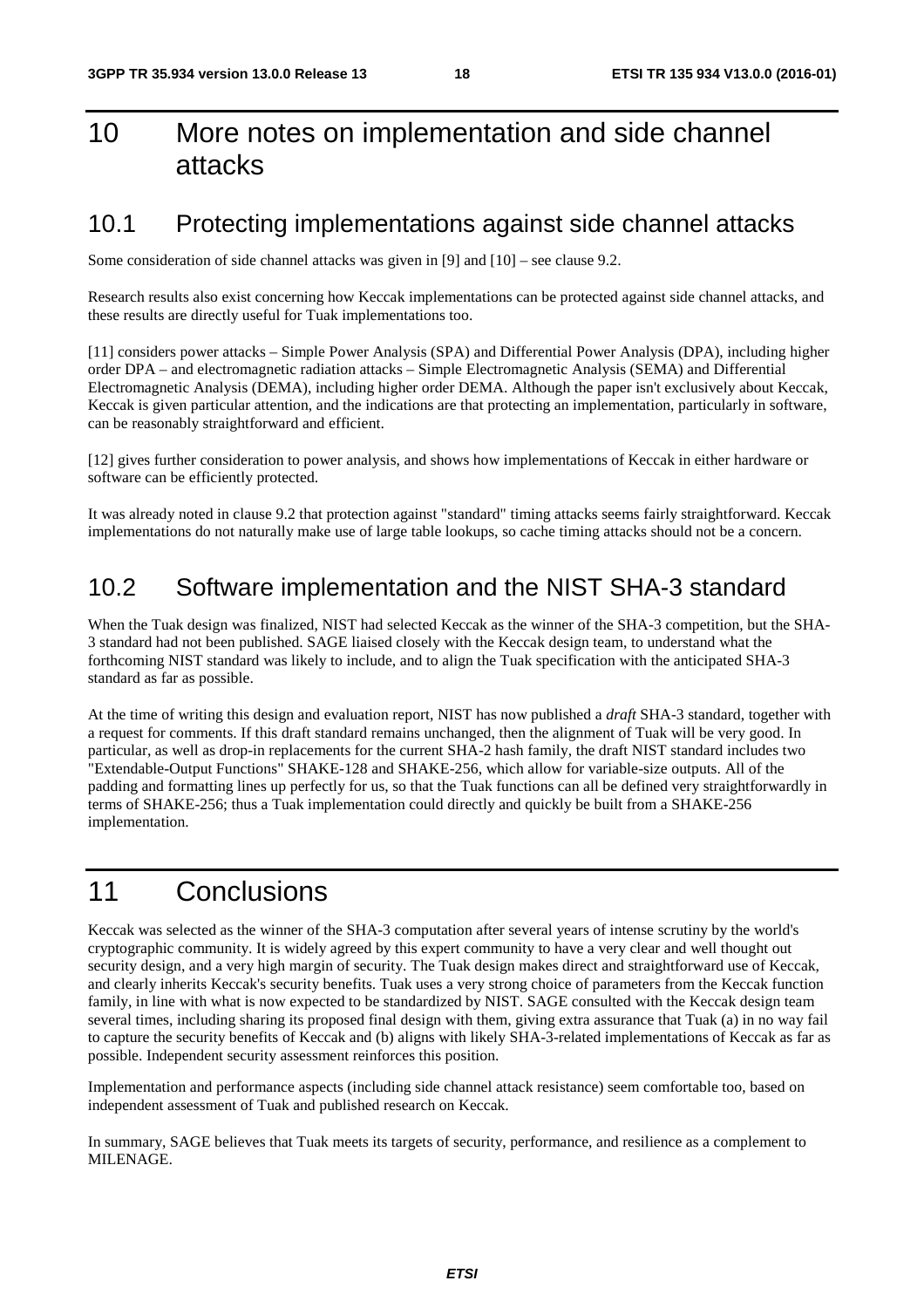# 10 More notes on implementation and side channel attacks

## 10.1 Protecting implementations against side channel attacks

Some consideration of side channel attacks was given in [9] and [10] – see clause 9.2.

Research results also exist concerning how Keccak implementations can be protected against side channel attacks, and these results are directly useful for Tuak implementations too.

[11] considers power attacks – Simple Power Analysis (SPA) and Differential Power Analysis (DPA), including higher order DPA – and electromagnetic radiation attacks – Simple Electromagnetic Analysis (SEMA) and Differential Electromagnetic Analysis (DEMA), including higher order DEMA. Although the paper isn't exclusively about Keccak, Keccak is given particular attention, and the indications are that protecting an implementation, particularly in software, can be reasonably straightforward and efficient.

[12] gives further consideration to power analysis, and shows how implementations of Keccak in either hardware or software can be efficiently protected.

It was already noted in clause 9.2 that protection against "standard" timing attacks seems fairly straightforward. Keccak implementations do not naturally make use of large table lookups, so cache timing attacks should not be a concern.

## 10.2 Software implementation and the NIST SHA-3 standard

When the Tuak design was finalized, NIST had selected Keccak as the winner of the SHA-3 competition, but the SHA-3 standard had not been published. SAGE liaised closely with the Keccak design team, to understand what the forthcoming NIST standard was likely to include, and to align the Tuak specification with the anticipated SHA-3 standard as far as possible.

At the time of writing this design and evaluation report, NIST has now published a *draft* SHA-3 standard, together with a request for comments. If this draft standard remains unchanged, then the alignment of Tuak will be very good. In particular, as well as drop-in replacements for the current SHA-2 hash family, the draft NIST standard includes two "Extendable-Output Functions" SHAKE-128 and SHAKE-256, which allow for variable-size outputs. All of the padding and formatting lines up perfectly for us, so that the Tuak functions can all be defined very straightforwardly in terms of SHAKE-256; thus a Tuak implementation could directly and quickly be built from a SHAKE-256 implementation.

# 11 Conclusions

Keccak was selected as the winner of the SHA-3 computation after several years of intense scrutiny by the world's cryptographic community. It is widely agreed by this expert community to have a very clear and well thought out security design, and a very high margin of security. The Tuak design makes direct and straightforward use of Keccak, and clearly inherits Keccak's security benefits. Tuak uses a very strong choice of parameters from the Keccak function family, in line with what is now expected to be standardized by NIST. SAGE consulted with the Keccak design team several times, including sharing its proposed final design with them, giving extra assurance that Tuak (a) in no way fail to capture the security benefits of Keccak and (b) aligns with likely SHA-3-related implementations of Keccak as far as possible. Independent security assessment reinforces this position.

Implementation and performance aspects (including side channel attack resistance) seem comfortable too, based on independent assessment of Tuak and published research on Keccak.

In summary, SAGE believes that Tuak meets its targets of security, performance, and resilience as a complement to MILENAGE.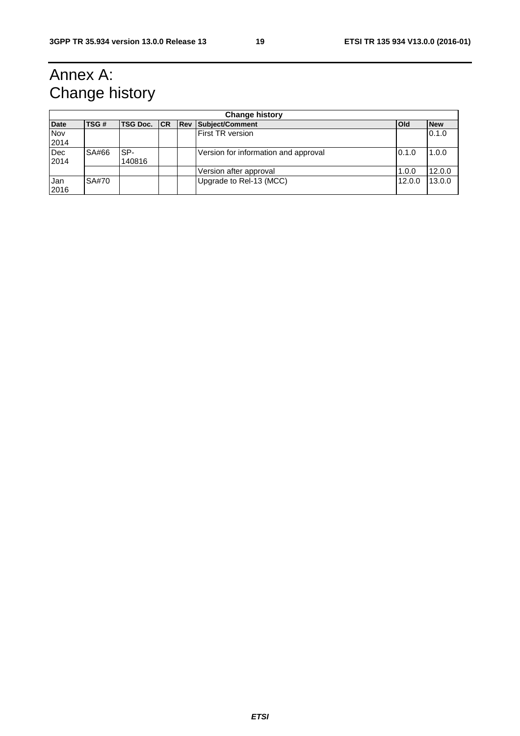# Annex A: Change history

| Change history | | | | | | | |
|---|---|---|---|---|---|---|---|
| **Date** | **TSG #** | **TSG Doc.** | **CR** | **Rev** | **Subject/Comment** | **Old** | **New** |
| Nov 2014 | | | | | First TR version | | 0.1.0 |
| Dec 2014 | SA#66 | SP-140816 | | | Version for information and approval | 0.1.0 | 1.0.0 |
| | | | | | Version after approval | 1.0.0 | 12.0.0 |
| Jan 2016 | SA#70 | | | | Upgrade to Rel-13 (MCC) | 12.0.0 | 13.0.0 |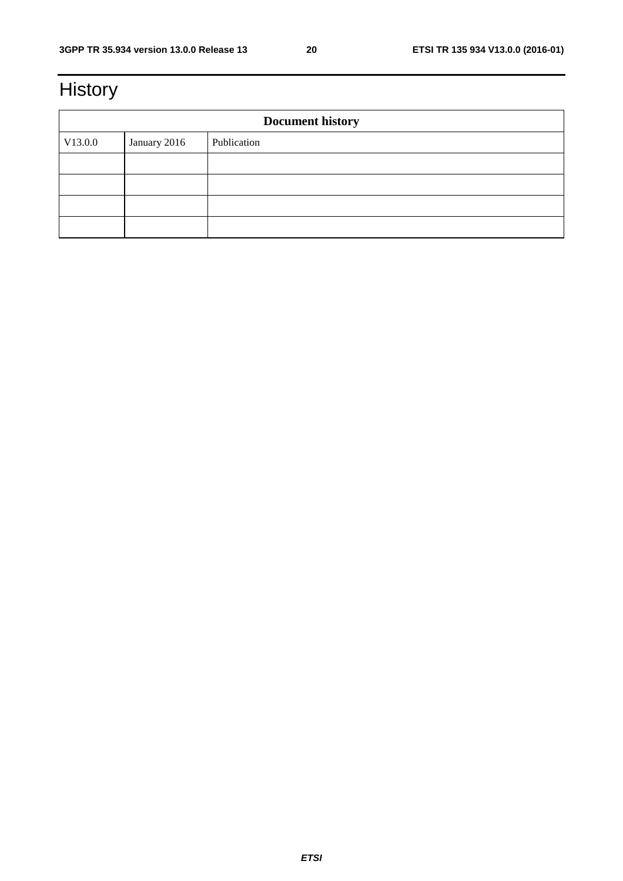# History

| Document history | | |
|---|---|---|
| V13.0.0 | January 2016 | Publication |
| | | |
| | | |
| | | |
| | | |